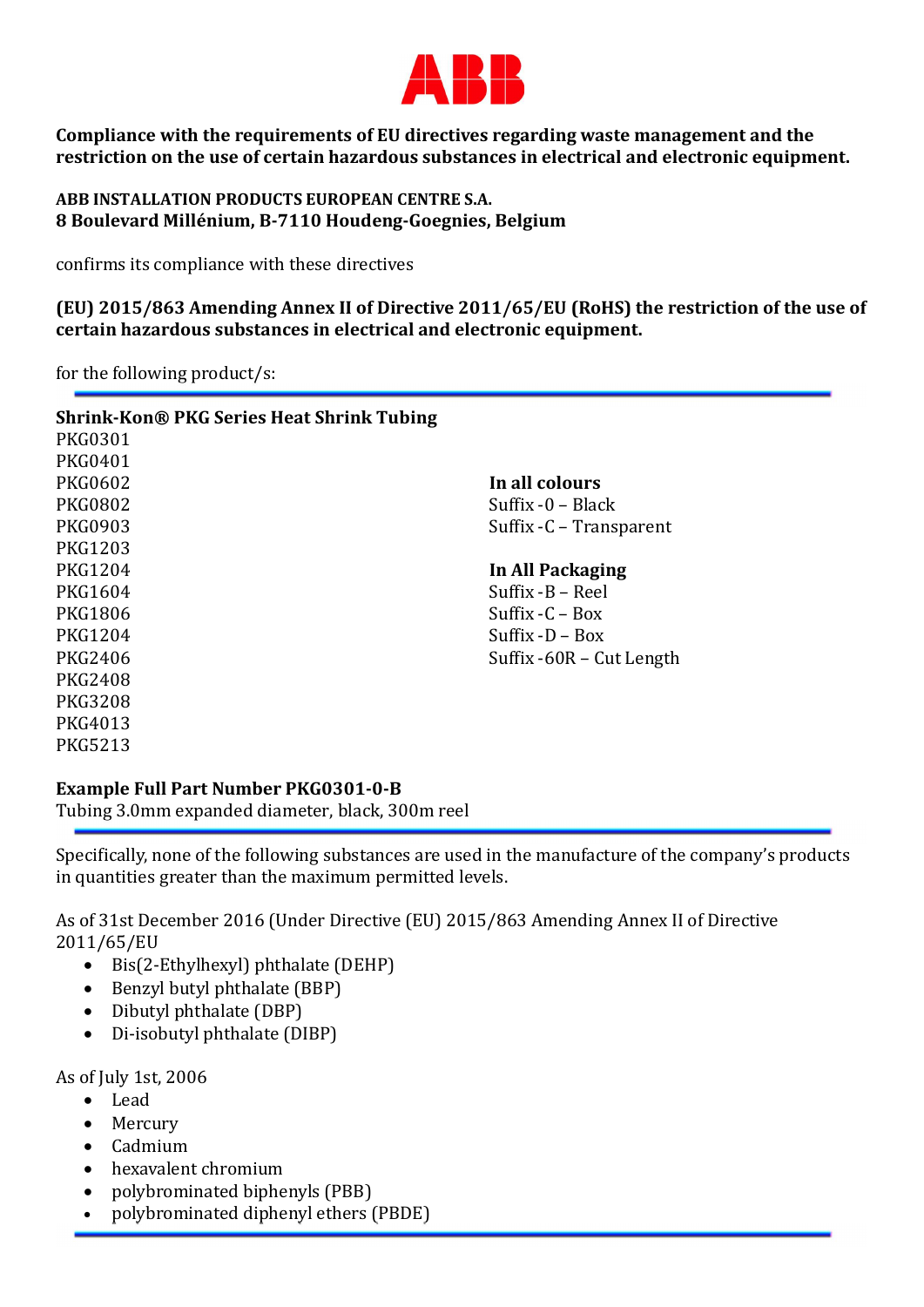ABB

**Compliance with the requirements of EU directives regarding waste management and the restriction on the use of certain hazardous substances in electrical and electronic equipment.**

**ABB INSTALLATION PRODUCTS EUROPEAN CENTRE S.A.**
**8 Boulevard Millénium, B-7110 Houdeng-Goegnies, Belgium**

confirms its compliance with these directives

**(EU) 2015/863 Amending Annex II of Directive 2011/65/EU (RoHS) the restriction of the use of certain hazardous substances in electrical and electronic equipment.**

for the following product/s:

---

**Shrink-Kon® PKG Series Heat Shrink Tubing**

PKG0301
PKG0401
PKG0602
PKG0802
PKG0903
PKG1203
PKG1204
PKG1604
PKG1806
PKG1204
PKG2406
PKG2408
PKG3208
PKG4013
PKG5213

**In all colours**
Suffix -0 – Black
Suffix -C – Transparent

**In All Packaging**
Suffix -B – Reel
Suffix -C – Box
Suffix -D – Box
Suffix -60R – Cut Length

**Example Full Part Number PKG0301-0-B**
Tubing 3.0mm expanded diameter, black, 300m reel

---

Specifically, none of the following substances are used in the manufacture of the company's products in quantities greater than the maximum permitted levels.

As of 31st December 2016 (Under Directive (EU) 2015/863 Amending Annex II of Directive 2011/65/EU

- Bis(2-Ethylhexyl) phthalate (DEHP)
- Benzyl butyl phthalate (BBP)
- Dibutyl phthalate (DBP)
- Di-isobutyl phthalate (DIBP)

As of July 1st, 2006

- Lead
- Mercury
- Cadmium
- hexavalent chromium
- polybrominated biphenyls (PBB)
- polybrominated diphenyl ethers (PBDE)

---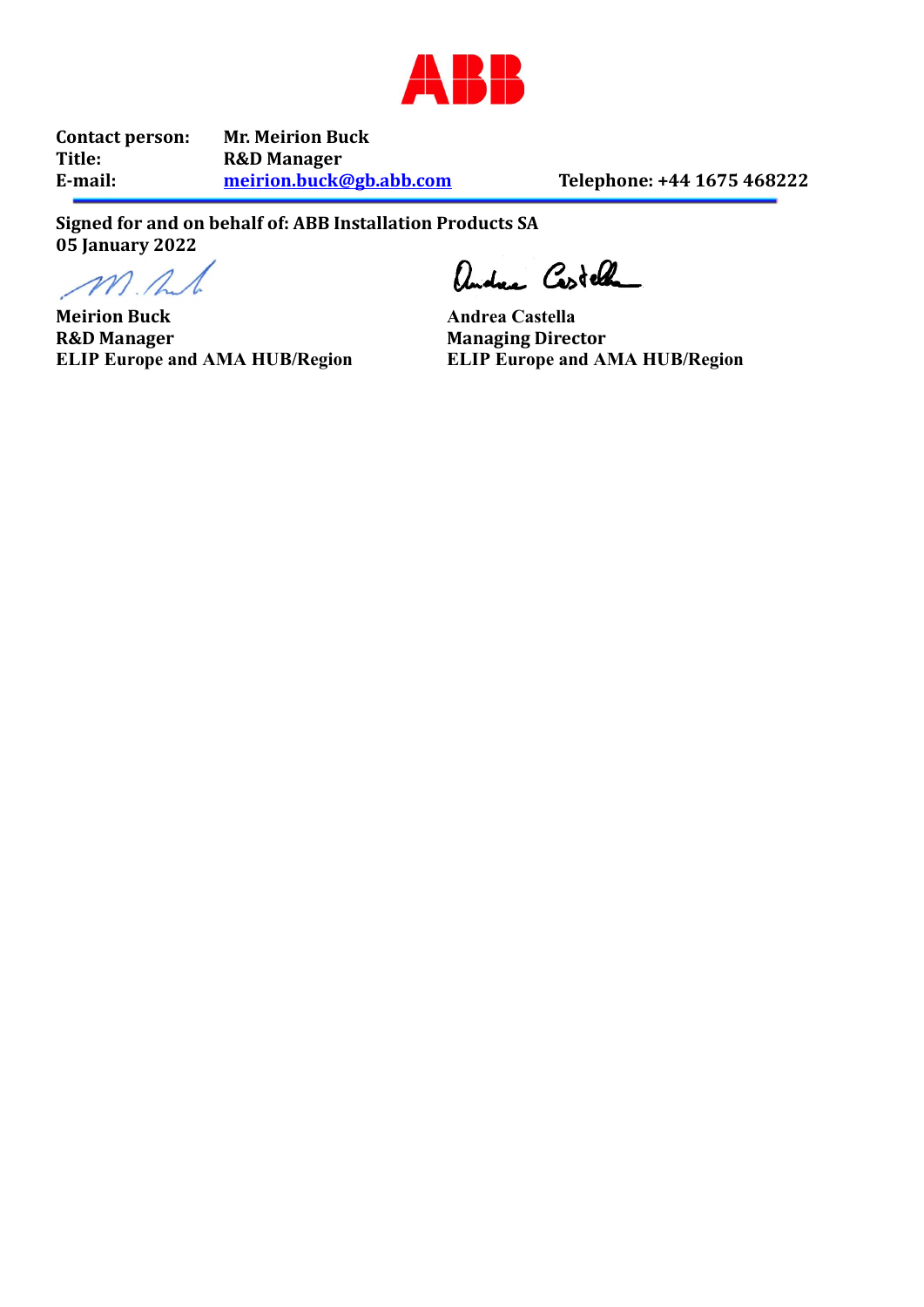**Contact person:** Mr. Meirion Buck
**Title:** R&D Manager
**E-mail:** meirion.buck@gb.abb.com **Telephone: +44 1675 468222**

**Signed for and on behalf of: ABB Installation Products SA**
**05 January 2022**

| | |
|---|---|
| **Meirion Buck** | **Andrea Castella** |
| **R&D Manager** | **Managing Director** |
| **ELIP Europe and AMA HUB/Region** | **ELIP Europe and AMA HUB/Region** |